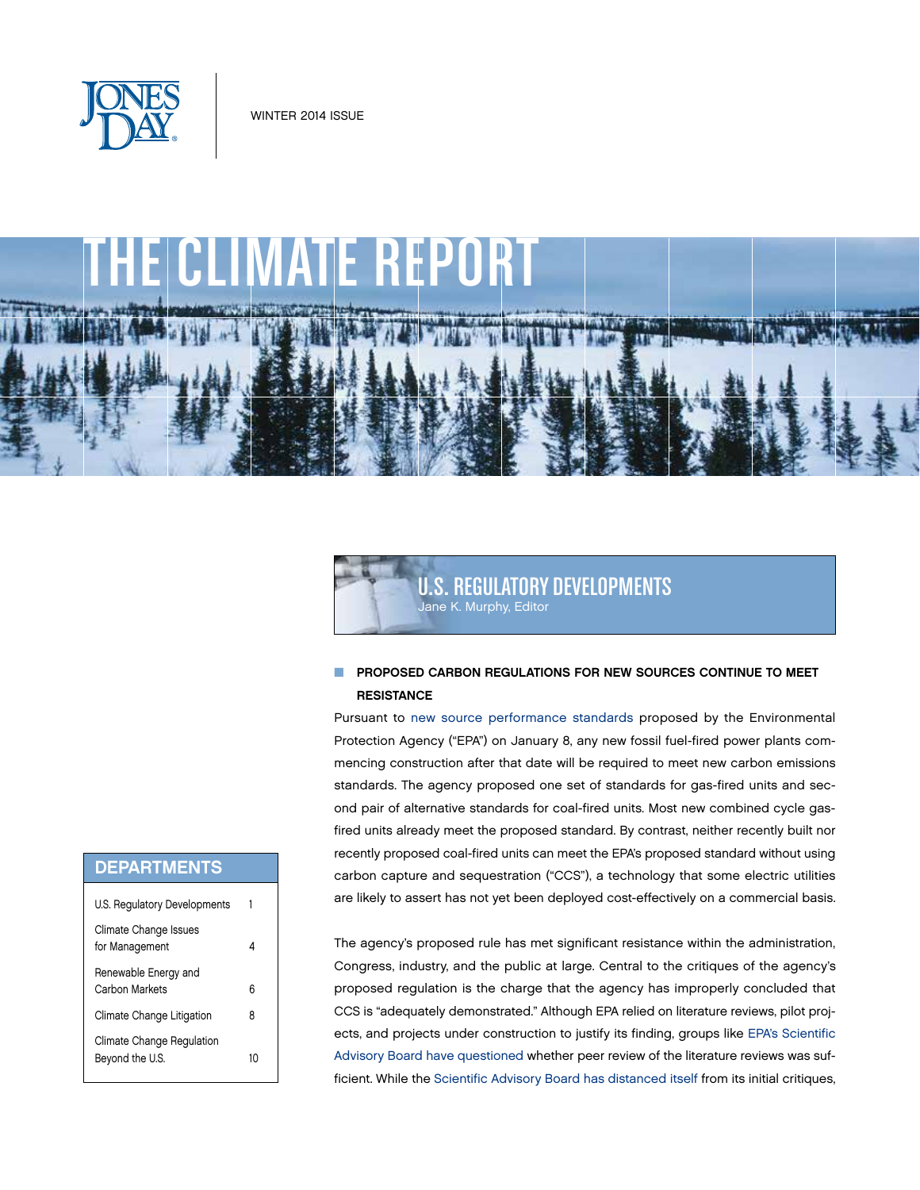JONES DAY

WINTER 2014 ISSUE

# THE CLIMATE REPORT

## DEPARTMENTS

| | |
|---|---|
| U.S. Regulatory Developments | 1 |
| Climate Change Issues for Management | 4 |
| Renewable Energy and Carbon Markets | 6 |
| Climate Change Litigation | 8 |
| Climate Change Regulation Beyond the U.S. | 10 |

## U.S. REGULATORY DEVELOPMENTS

Jane K. Murphy, Editor

### PROPOSED CARBON REGULATIONS FOR NEW SOURCES CONTINUE TO MEET RESISTANCE

Pursuant to new source performance standards proposed by the Environmental Protection Agency ("EPA") on January 8, any new fossil fuel-fired power plants commencing construction after that date will be required to meet new carbon emissions standards. The agency proposed one set of standards for gas-fired units and second pair of alternative standards for coal-fired units. Most new combined cycle gas-fired units already meet the proposed standard. By contrast, neither recently built nor recently proposed coal-fired units can meet the EPA's proposed standard without using carbon capture and sequestration ("CCS"), a technology that some electric utilities are likely to assert has not yet been deployed cost-effectively on a commercial basis.

The agency's proposed rule has met significant resistance within the administration, Congress, industry, and the public at large. Central to the critiques of the agency's proposed regulation is the charge that the agency has improperly concluded that CCS is "adequately demonstrated." Although EPA relied on literature reviews, pilot projects, and projects under construction to justify its finding, groups like EPA's Scientific Advisory Board have questioned whether peer review of the literature reviews was sufficient. While the Scientific Advisory Board has distanced itself from its initial critiques,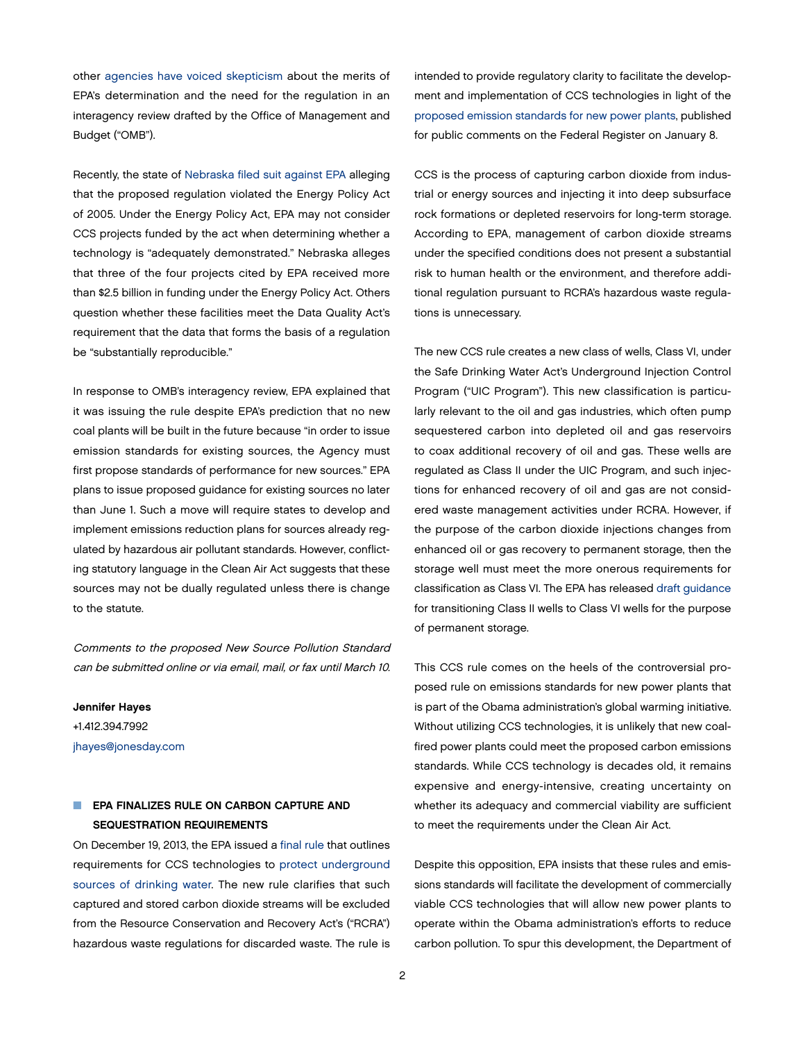other agencies have voiced skepticism about the merits of EPA's determination and the need for the regulation in an interagency review drafted by the Office of Management and Budget ("OMB").

Recently, the state of Nebraska filed suit against EPA alleging that the proposed regulation violated the Energy Policy Act of 2005. Under the Energy Policy Act, EPA may not consider CCS projects funded by the act when determining whether a technology is "adequately demonstrated." Nebraska alleges that three of the four projects cited by EPA received more than $2.5 billion in funding under the Energy Policy Act. Others question whether these facilities meet the Data Quality Act's requirement that the data that forms the basis of a regulation be "substantially reproducible."

In response to OMB's interagency review, EPA explained that it was issuing the rule despite EPA's prediction that no new coal plants will be built in the future because "in order to issue emission standards for existing sources, the Agency must first propose standards of performance for new sources." EPA plans to issue proposed guidance for existing sources no later than June 1. Such a move will require states to develop and implement emissions reduction plans for sources already regulated by hazardous air pollutant standards. However, conflicting statutory language in the Clean Air Act suggests that these sources may not be dually regulated unless there is change to the statute.

*Comments to the proposed New Source Pollution Standard can be submitted online or via email, mail, or fax until March 10.*

**Jennifer Hayes**
+1.412.394.7992
jhayes@jonesday.com

## EPA FINALIZES RULE ON CARBON CAPTURE AND SEQUESTRATION REQUIREMENTS

On December 19, 2013, the EPA issued a final rule that outlines requirements for CCS technologies to protect underground sources of drinking water. The new rule clarifies that such captured and stored carbon dioxide streams will be excluded from the Resource Conservation and Recovery Act's ("RCRA") hazardous waste regulations for discarded waste. The rule is intended to provide regulatory clarity to facilitate the development and implementation of CCS technologies in light of the proposed emission standards for new power plants, published for public comments on the Federal Register on January 8.

CCS is the process of capturing carbon dioxide from industrial or energy sources and injecting it into deep subsurface rock formations or depleted reservoirs for long-term storage. According to EPA, management of carbon dioxide streams under the specified conditions does not present a substantial risk to human health or the environment, and therefore additional regulation pursuant to RCRA's hazardous waste regulations is unnecessary.

The new CCS rule creates a new class of wells, Class VI, under the Safe Drinking Water Act's Underground Injection Control Program ("UIC Program"). This new classification is particularly relevant to the oil and gas industries, which often pump sequestered carbon into depleted oil and gas reservoirs to coax additional recovery of oil and gas. These wells are regulated as Class II under the UIC Program, and such injections for enhanced recovery of oil and gas are not considered waste management activities under RCRA. However, if the purpose of the carbon dioxide injections changes from enhanced oil or gas recovery to permanent storage, then the storage well must meet the more onerous requirements for classification as Class VI. The EPA has released draft guidance for transitioning Class II wells to Class VI wells for the purpose of permanent storage.

This CCS rule comes on the heels of the controversial proposed rule on emissions standards for new power plants that is part of the Obama administration's global warming initiative. Without utilizing CCS technologies, it is unlikely that new coal-fired power plants could meet the proposed carbon emissions standards. While CCS technology is decades old, it remains expensive and energy-intensive, creating uncertainty on whether its adequacy and commercial viability are sufficient to meet the requirements under the Clean Air Act.

Despite this opposition, EPA insists that these rules and emissions standards will facilitate the development of commercially viable CCS technologies that will allow new power plants to operate within the Obama administration's efforts to reduce carbon pollution. To spur this development, the Department of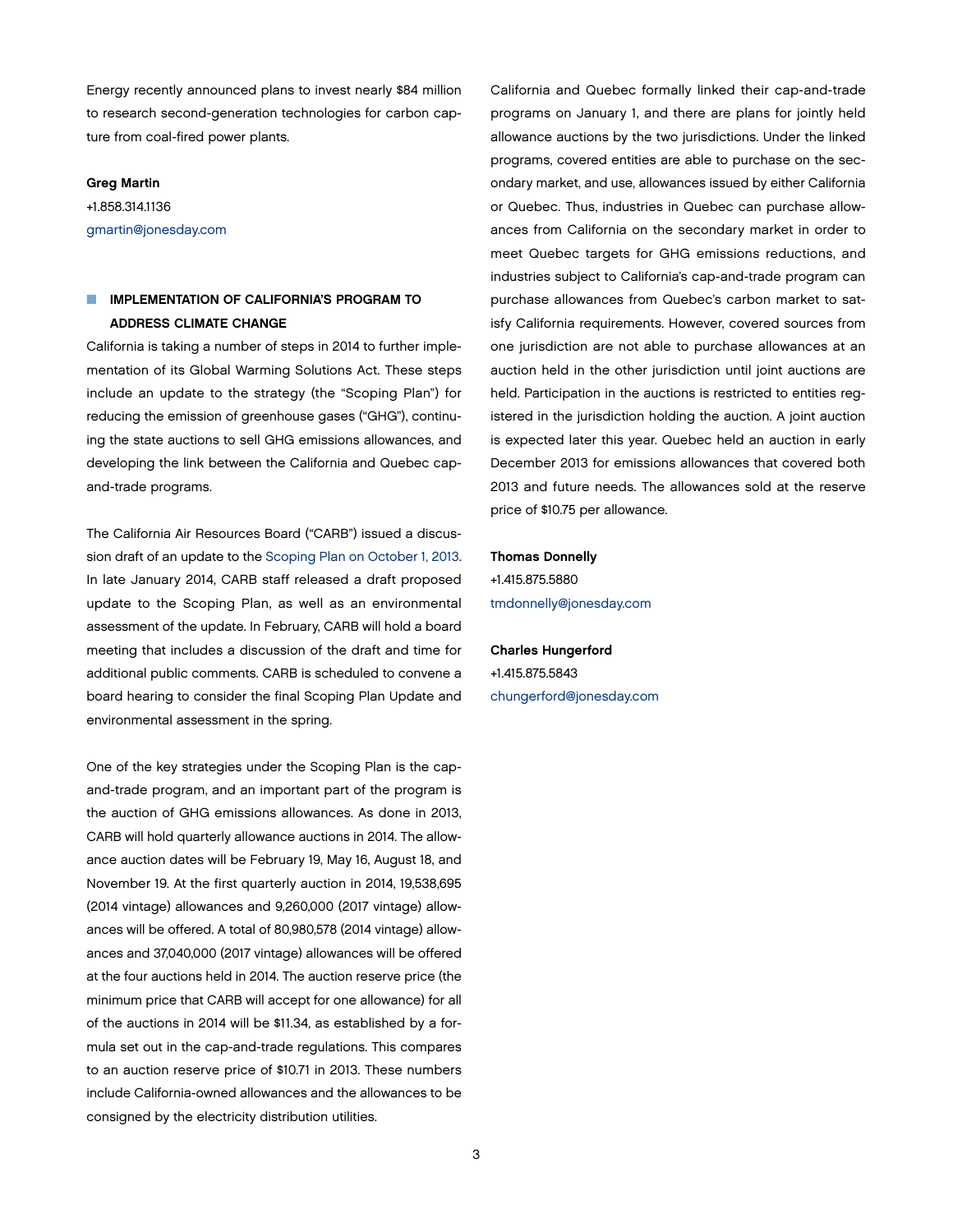Energy recently announced plans to invest nearly $84 million to research second-generation technologies for carbon capture from coal-fired power plants.

**Greg Martin**
+1.858.314.1136
gmartin@jonesday.com

## IMPLEMENTATION OF CALIFORNIA'S PROGRAM TO ADDRESS CLIMATE CHANGE

California is taking a number of steps in 2014 to further implementation of its Global Warming Solutions Act. These steps include an update to the strategy (the "Scoping Plan") for reducing the emission of greenhouse gases ("GHG"), continuing the state auctions to sell GHG emissions allowances, and developing the link between the California and Quebec cap-and-trade programs.

The California Air Resources Board ("CARB") issued a discussion draft of an update to the Scoping Plan on October 1, 2013. In late January 2014, CARB staff released a draft proposed update to the Scoping Plan, as well as an environmental assessment of the update. In February, CARB will hold a board meeting that includes a discussion of the draft and time for additional public comments. CARB is scheduled to convene a board hearing to consider the final Scoping Plan Update and environmental assessment in the spring.

One of the key strategies under the Scoping Plan is the cap-and-trade program, and an important part of the program is the auction of GHG emissions allowances. As done in 2013, CARB will hold quarterly allowance auctions in 2014. The allowance auction dates will be February 19, May 16, August 18, and November 19. At the first quarterly auction in 2014, 19,538,695 (2014 vintage) allowances and 9,260,000 (2017 vintage) allowances will be offered. A total of 80,980,578 (2014 vintage) allowances and 37,040,000 (2017 vintage) allowances will be offered at the four auctions held in 2014. The auction reserve price (the minimum price that CARB will accept for one allowance) for all of the auctions in 2014 will be $11.34, as established by a formula set out in the cap-and-trade regulations. This compares to an auction reserve price of $10.71 in 2013. These numbers include California-owned allowances and the allowances to be consigned by the electricity distribution utilities.

California and Quebec formally linked their cap-and-trade programs on January 1, and there are plans for jointly held allowance auctions by the two jurisdictions. Under the linked programs, covered entities are able to purchase on the secondary market, and use, allowances issued by either California or Quebec. Thus, industries in Quebec can purchase allowances from California on the secondary market in order to meet Quebec targets for GHG emissions reductions, and industries subject to California's cap-and-trade program can purchase allowances from Quebec's carbon market to satisfy California requirements. However, covered sources from one jurisdiction are not able to purchase allowances at an auction held in the other jurisdiction until joint auctions are held. Participation in the auctions is restricted to entities registered in the jurisdiction holding the auction. A joint auction is expected later this year. Quebec held an auction in early December 2013 for emissions allowances that covered both 2013 and future needs. The allowances sold at the reserve price of $10.75 per allowance.

**Thomas Donnelly**
+1.415.875.5880
tmdonnelly@jonesday.com

**Charles Hungerford**
+1.415.875.5843
chungerford@jonesday.com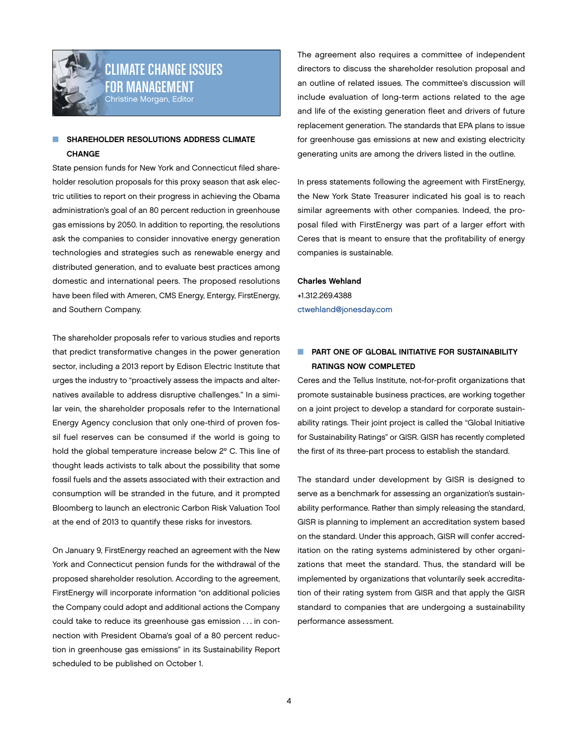# CLIMATE CHANGE ISSUES FOR MANAGEMENT

Christine Morgan, Editor

## SHAREHOLDER RESOLUTIONS ADDRESS CLIMATE CHANGE

State pension funds for New York and Connecticut filed shareholder resolution proposals for this proxy season that ask electric utilities to report on their progress in achieving the Obama administration's goal of an 80 percent reduction in greenhouse gas emissions by 2050. In addition to reporting, the resolutions ask the companies to consider innovative energy generation technologies and strategies such as renewable energy and distributed generation, and to evaluate best practices among domestic and international peers. The proposed resolutions have been filed with Ameren, CMS Energy, Entergy, FirstEnergy, and Southern Company.

The shareholder proposals refer to various studies and reports that predict transformative changes in the power generation sector, including a 2013 report by Edison Electric Institute that urges the industry to "proactively assess the impacts and alternatives available to address disruptive challenges." In a similar vein, the shareholder proposals refer to the International Energy Agency conclusion that only one-third of proven fossil fuel reserves can be consumed if the world is going to hold the global temperature increase below 2° C. This line of thought leads activists to talk about the possibility that some fossil fuels and the assets associated with their extraction and consumption will be stranded in the future, and it prompted Bloomberg to launch an electronic Carbon Risk Valuation Tool at the end of 2013 to quantify these risks for investors.

On January 9, FirstEnergy reached an agreement with the New York and Connecticut pension funds for the withdrawal of the proposed shareholder resolution. According to the agreement, FirstEnergy will incorporate information "on additional policies the Company could adopt and additional actions the Company could take to reduce its greenhouse gas emission . . . in connection with President Obama's goal of a 80 percent reduction in greenhouse gas emissions" in its Sustainability Report scheduled to be published on October 1.

The agreement also requires a committee of independent directors to discuss the shareholder resolution proposal and an outline of related issues. The committee's discussion will include evaluation of long-term actions related to the age and life of the existing generation fleet and drivers of future replacement generation. The standards that EPA plans to issue for greenhouse gas emissions at new and existing electricity generating units are among the drivers listed in the outline.

In press statements following the agreement with FirstEnergy, the New York State Treasurer indicated his goal is to reach similar agreements with other companies. Indeed, the proposal filed with FirstEnergy was part of a larger effort with Ceres that is meant to ensure that the profitability of energy companies is sustainable.

**Charles Wehland**
+1.312.269.4388
ctwehland@jonesday.com

## PART ONE OF GLOBAL INITIATIVE FOR SUSTAINABILITY RATINGS NOW COMPLETED

Ceres and the Tellus Institute, not-for-profit organizations that promote sustainable business practices, are working together on a joint project to develop a standard for corporate sustainability ratings. Their joint project is called the "Global Initiative for Sustainability Ratings" or GISR. GISR has recently completed the first of its three-part process to establish the standard.

The standard under development by GISR is designed to serve as a benchmark for assessing an organization's sustainability performance. Rather than simply releasing the standard, GISR is planning to implement an accreditation system based on the standard. Under this approach, GISR will confer accreditation on the rating systems administered by other organizations that meet the standard. Thus, the standard will be implemented by organizations that voluntarily seek accreditation of their rating system from GISR and that apply the GISR standard to companies that are undergoing a sustainability performance assessment.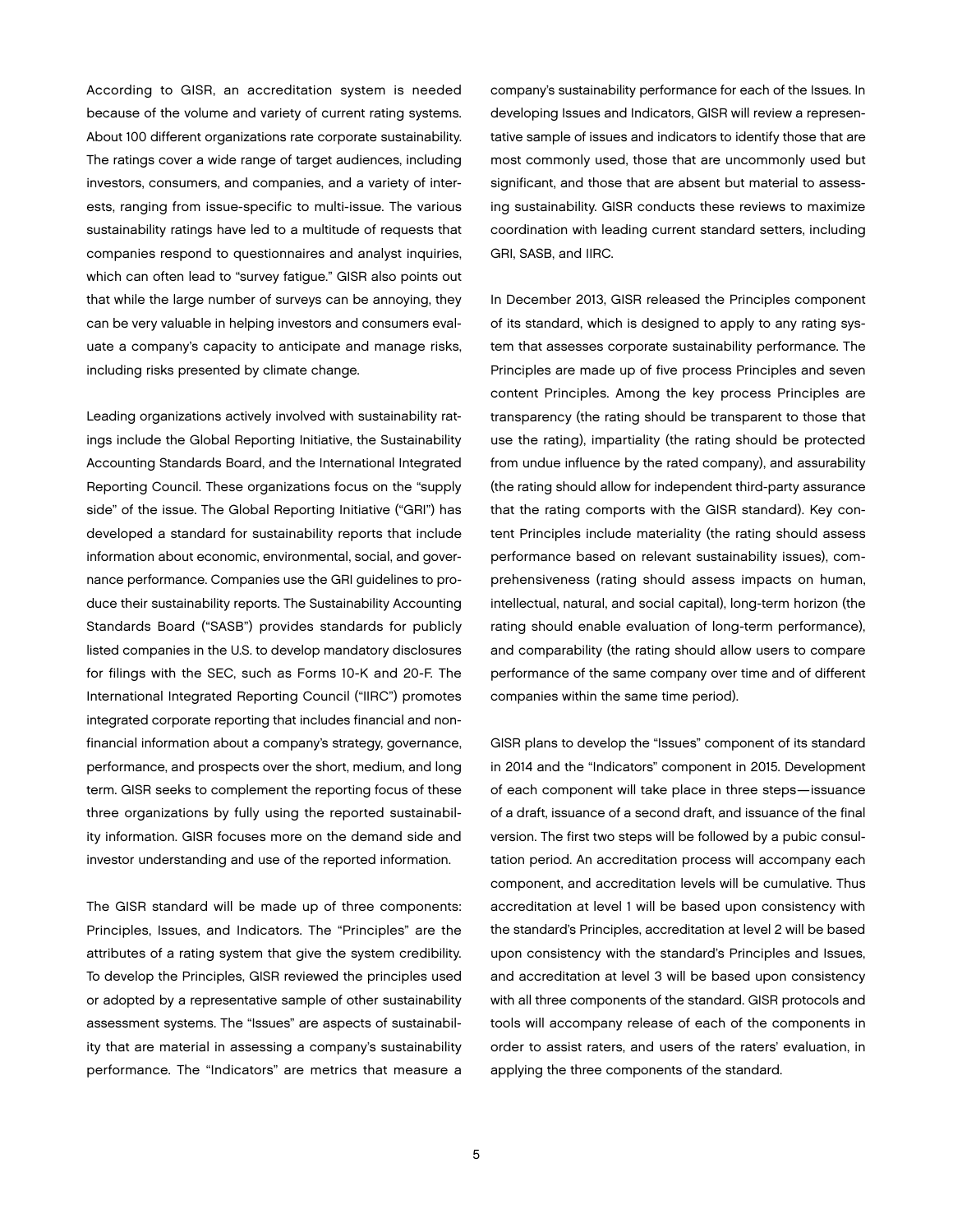According to GISR, an accreditation system is needed because of the volume and variety of current rating systems. About 100 different organizations rate corporate sustainability. The ratings cover a wide range of target audiences, including investors, consumers, and companies, and a variety of interests, ranging from issue-specific to multi-issue. The various sustainability ratings have led to a multitude of requests that companies respond to questionnaires and analyst inquiries, which can often lead to "survey fatigue." GISR also points out that while the large number of surveys can be annoying, they can be very valuable in helping investors and consumers evaluate a company's capacity to anticipate and manage risks, including risks presented by climate change.

Leading organizations actively involved with sustainability ratings include the Global Reporting Initiative, the Sustainability Accounting Standards Board, and the International Integrated Reporting Council. These organizations focus on the "supply side" of the issue. The Global Reporting Initiative ("GRI") has developed a standard for sustainability reports that include information about economic, environmental, social, and governance performance. Companies use the GRI guidelines to produce their sustainability reports. The Sustainability Accounting Standards Board ("SASB") provides standards for publicly listed companies in the U.S. to develop mandatory disclosures for filings with the SEC, such as Forms 10-K and 20-F. The International Integrated Reporting Council ("IIRC") promotes integrated corporate reporting that includes financial and non-financial information about a company's strategy, governance, performance, and prospects over the short, medium, and long term. GISR seeks to complement the reporting focus of these three organizations by fully using the reported sustainability information. GISR focuses more on the demand side and investor understanding and use of the reported information.

The GISR standard will be made up of three components: Principles, Issues, and Indicators. The "Principles" are the attributes of a rating system that give the system credibility. To develop the Principles, GISR reviewed the principles used or adopted by a representative sample of other sustainability assessment systems. The "Issues" are aspects of sustainability that are material in assessing a company's sustainability performance. The "Indicators" are metrics that measure a company's sustainability performance for each of the Issues. In developing Issues and Indicators, GISR will review a representative sample of issues and indicators to identify those that are most commonly used, those that are uncommonly used but significant, and those that are absent but material to assessing sustainability. GISR conducts these reviews to maximize coordination with leading current standard setters, including GRI, SASB, and IIRC.

In December 2013, GISR released the Principles component of its standard, which is designed to apply to any rating system that assesses corporate sustainability performance. The Principles are made up of five process Principles and seven content Principles. Among the key process Principles are transparency (the rating should be transparent to those that use the rating), impartiality (the rating should be protected from undue influence by the rated company), and assurability (the rating should allow for independent third-party assurance that the rating comports with the GISR standard). Key content Principles include materiality (the rating should assess performance based on relevant sustainability issues), comprehensiveness (rating should assess impacts on human, intellectual, natural, and social capital), long-term horizon (the rating should enable evaluation of long-term performance), and comparability (the rating should allow users to compare performance of the same company over time and of different companies within the same time period).

GISR plans to develop the "Issues" component of its standard in 2014 and the "Indicators" component in 2015. Development of each component will take place in three steps—issuance of a draft, issuance of a second draft, and issuance of the final version. The first two steps will be followed by a pubic consultation period. An accreditation process will accompany each component, and accreditation levels will be cumulative. Thus accreditation at level 1 will be based upon consistency with the standard's Principles, accreditation at level 2 will be based upon consistency with the standard's Principles and Issues, and accreditation at level 3 will be based upon consistency with all three components of the standard. GISR protocols and tools will accompany release of each of the components in order to assist raters, and users of the raters' evaluation, in applying the three components of the standard.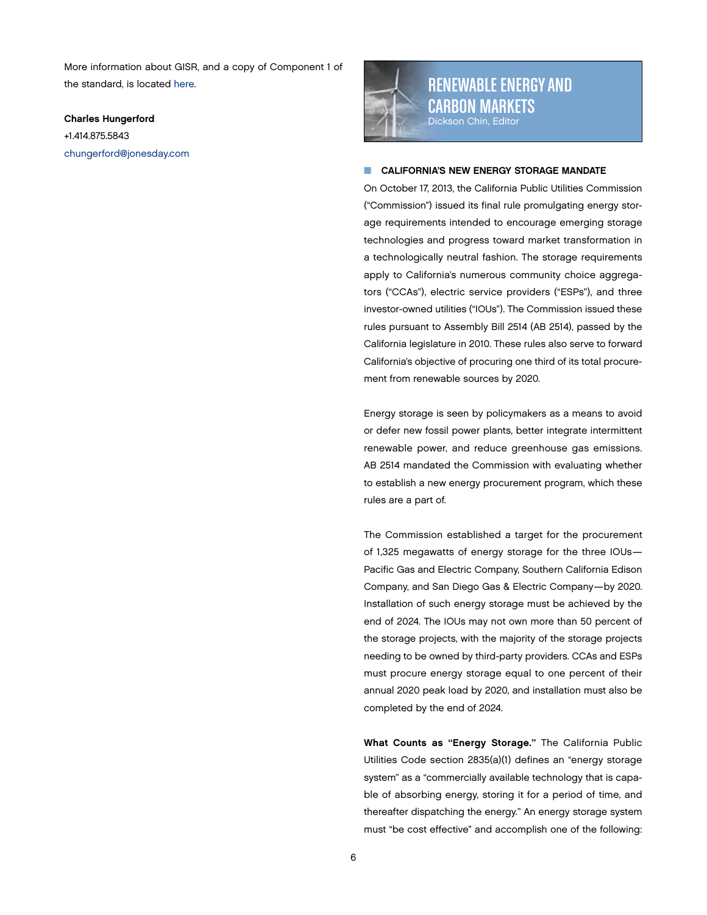More information about GISR, and a copy of Component 1 of the standard, is located here.

**Charles Hungerford**
+1.414.875.5843
chungerford@jonesday.com

# RENEWABLE ENERGY AND CARBON MARKETS

Dickson Chin, Editor

## CALIFORNIA'S NEW ENERGY STORAGE MANDATE

On October 17, 2013, the California Public Utilities Commission ("Commission") issued its final rule promulgating energy storage requirements intended to encourage emerging storage technologies and progress toward market transformation in a technologically neutral fashion. The storage requirements apply to California's numerous community choice aggregators ("CCAs"), electric service providers ("ESPs"), and three investor-owned utilities ("IOUs"). The Commission issued these rules pursuant to Assembly Bill 2514 (AB 2514), passed by the California legislature in 2010. These rules also serve to forward California's objective of procuring one third of its total procurement from renewable sources by 2020.

Energy storage is seen by policymakers as a means to avoid or defer new fossil power plants, better integrate intermittent renewable power, and reduce greenhouse gas emissions. AB 2514 mandated the Commission with evaluating whether to establish a new energy procurement program, which these rules are a part of.

The Commission established a target for the procurement of 1,325 megawatts of energy storage for the three IOUs—Pacific Gas and Electric Company, Southern California Edison Company, and San Diego Gas & Electric Company—by 2020. Installation of such energy storage must be achieved by the end of 2024. The IOUs may not own more than 50 percent of the storage projects, with the majority of the storage projects needing to be owned by third-party providers. CCAs and ESPs must procure energy storage equal to one percent of their annual 2020 peak load by 2020, and installation must also be completed by the end of 2024.

**What Counts as "Energy Storage."** The California Public Utilities Code section 2835(a)(1) defines an "energy storage system" as a "commercially available technology that is capable of absorbing energy, storing it for a period of time, and thereafter dispatching the energy." An energy storage system must "be cost effective" and accomplish one of the following: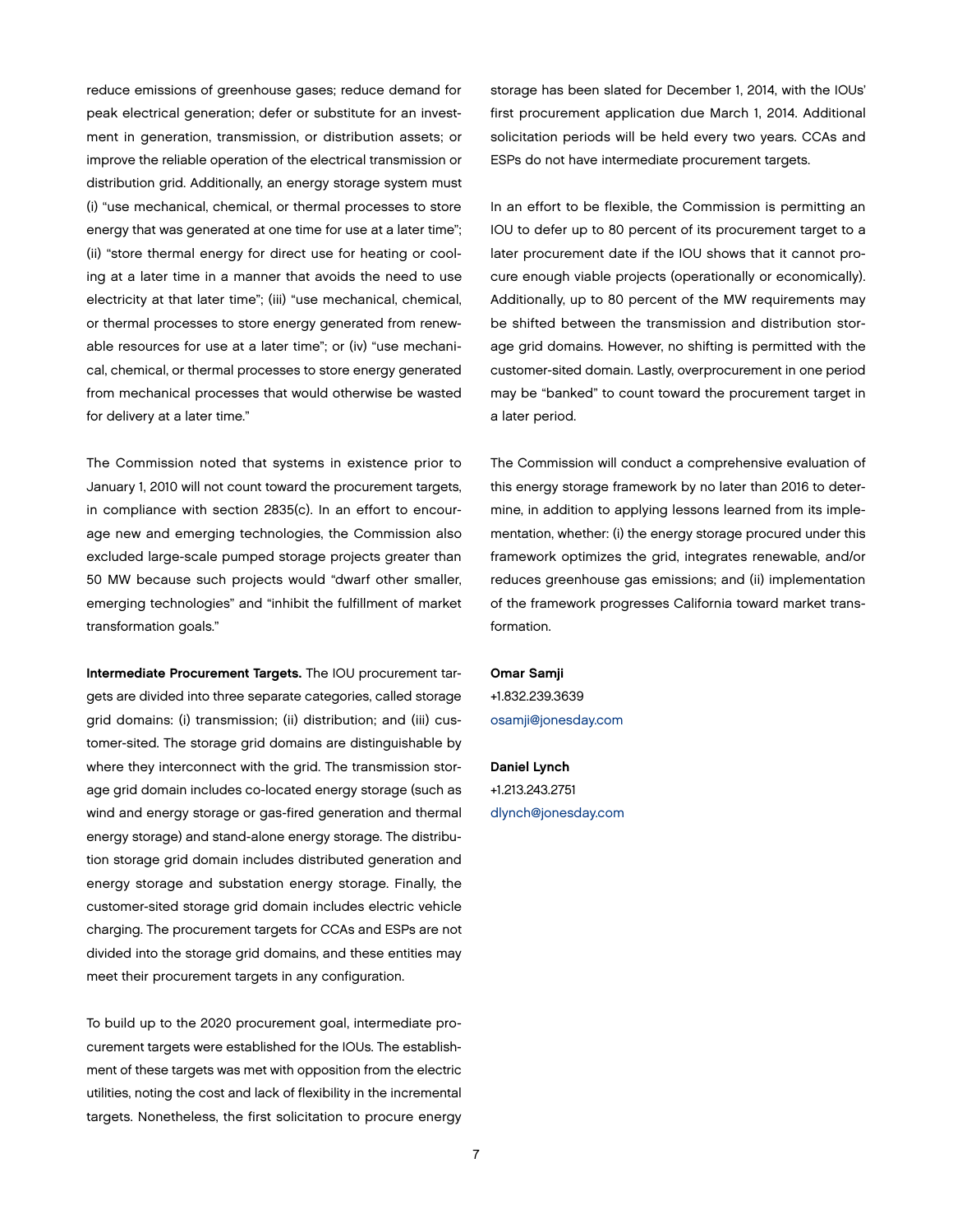reduce emissions of greenhouse gases; reduce demand for peak electrical generation; defer or substitute for an investment in generation, transmission, or distribution assets; or improve the reliable operation of the electrical transmission or distribution grid. Additionally, an energy storage system must (i) "use mechanical, chemical, or thermal processes to store energy that was generated at one time for use at a later time"; (ii) "store thermal energy for direct use for heating or cooling at a later time in a manner that avoids the need to use electricity at that later time"; (iii) "use mechanical, chemical, or thermal processes to store energy generated from renewable resources for use at a later time"; or (iv) "use mechanical, chemical, or thermal processes to store energy generated from mechanical processes that would otherwise be wasted for delivery at a later time."

The Commission noted that systems in existence prior to January 1, 2010 will not count toward the procurement targets, in compliance with section 2835(c). In an effort to encourage new and emerging technologies, the Commission also excluded large-scale pumped storage projects greater than 50 MW because such projects would "dwarf other smaller, emerging technologies" and "inhibit the fulfillment of market transformation goals."

**Intermediate Procurement Targets.** The IOU procurement targets are divided into three separate categories, called storage grid domains: (i) transmission; (ii) distribution; and (iii) customer-sited. The storage grid domains are distinguishable by where they interconnect with the grid. The transmission storage grid domain includes co-located energy storage (such as wind and energy storage or gas-fired generation and thermal energy storage) and stand-alone energy storage. The distribution storage grid domain includes distributed generation and energy storage and substation energy storage. Finally, the customer-sited storage grid domain includes electric vehicle charging. The procurement targets for CCAs and ESPs are not divided into the storage grid domains, and these entities may meet their procurement targets in any configuration.

To build up to the 2020 procurement goal, intermediate procurement targets were established for the IOUs. The establishment of these targets was met with opposition from the electric utilities, noting the cost and lack of flexibility in the incremental targets. Nonetheless, the first solicitation to procure energy storage has been slated for December 1, 2014, with the IOUs' first procurement application due March 1, 2014. Additional solicitation periods will be held every two years. CCAs and ESPs do not have intermediate procurement targets.

In an effort to be flexible, the Commission is permitting an IOU to defer up to 80 percent of its procurement target to a later procurement date if the IOU shows that it cannot procure enough viable projects (operationally or economically). Additionally, up to 80 percent of the MW requirements may be shifted between the transmission and distribution storage grid domains. However, no shifting is permitted with the customer-sited domain. Lastly, overprocurement in one period may be "banked" to count toward the procurement target in a later period.

The Commission will conduct a comprehensive evaluation of this energy storage framework by no later than 2016 to determine, in addition to applying lessons learned from its implementation, whether: (i) the energy storage procured under this framework optimizes the grid, integrates renewable, and/or reduces greenhouse gas emissions; and (ii) implementation of the framework progresses California toward market transformation.

**Omar Samji**
+1.832.239.3639
osamji@jonesday.com

**Daniel Lynch**
+1.213.243.2751
dlynch@jonesday.com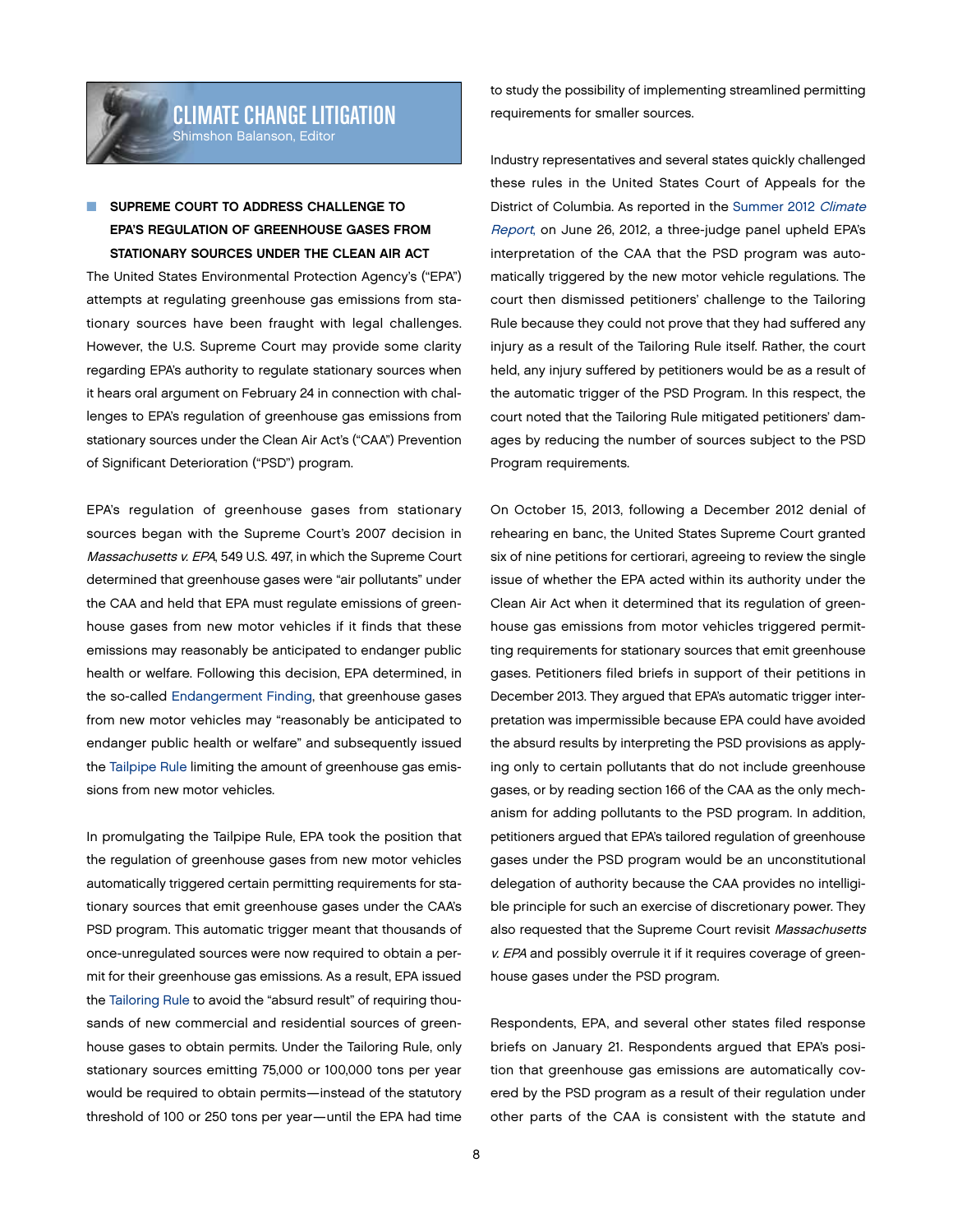# CLIMATE CHANGE LITIGATION

Shimshon Balanson, Editor

## SUPREME COURT TO ADDRESS CHALLENGE TO EPA'S REGULATION OF GREENHOUSE GASES FROM STATIONARY SOURCES UNDER THE CLEAN AIR ACT

The United States Environmental Protection Agency's ("EPA") attempts at regulating greenhouse gas emissions from stationary sources have been fraught with legal challenges. However, the U.S. Supreme Court may provide some clarity regarding EPA's authority to regulate stationary sources when it hears oral argument on February 24 in connection with challenges to EPA's regulation of greenhouse gas emissions from stationary sources under the Clean Air Act's ("CAA") Prevention of Significant Deterioration ("PSD") program.

EPA's regulation of greenhouse gases from stationary sources began with the Supreme Court's 2007 decision in *Massachusetts v. EPA*, 549 U.S. 497, in which the Supreme Court determined that greenhouse gases were "air pollutants" under the CAA and held that EPA must regulate emissions of greenhouse gases from new motor vehicles if it finds that these emissions may reasonably be anticipated to endanger public health or welfare. Following this decision, EPA determined, in the so-called Endangerment Finding, that greenhouse gases from new motor vehicles may "reasonably be anticipated to endanger public health or welfare" and subsequently issued the Tailpipe Rule limiting the amount of greenhouse gas emissions from new motor vehicles.

In promulgating the Tailpipe Rule, EPA took the position that the regulation of greenhouse gases from new motor vehicles automatically triggered certain permitting requirements for stationary sources that emit greenhouse gases under the CAA's PSD program. This automatic trigger meant that thousands of once-unregulated sources were now required to obtain a permit for their greenhouse gas emissions. As a result, EPA issued the Tailoring Rule to avoid the "absurd result" of requiring thousands of new commercial and residential sources of greenhouse gases to obtain permits. Under the Tailoring Rule, only stationary sources emitting 75,000 or 100,000 tons per year would be required to obtain permits—instead of the statutory threshold of 100 or 250 tons per year—until the EPA had time to study the possibility of implementing streamlined permitting requirements for smaller sources.

Industry representatives and several states quickly challenged these rules in the United States Court of Appeals for the District of Columbia. As reported in the Summer 2012 *Climate Report*, on June 26, 2012, a three-judge panel upheld EPA's interpretation of the CAA that the PSD program was automatically triggered by the new motor vehicle regulations. The court then dismissed petitioners' challenge to the Tailoring Rule because they could not prove that they had suffered any injury as a result of the Tailoring Rule itself. Rather, the court held, any injury suffered by petitioners would be as a result of the automatic trigger of the PSD Program. In this respect, the court noted that the Tailoring Rule mitigated petitioners' damages by reducing the number of sources subject to the PSD Program requirements.

On October 15, 2013, following a December 2012 denial of rehearing en banc, the United States Supreme Court granted six of nine petitions for certiorari, agreeing to review the single issue of whether the EPA acted within its authority under the Clean Air Act when it determined that its regulation of greenhouse gas emissions from motor vehicles triggered permitting requirements for stationary sources that emit greenhouse gases. Petitioners filed briefs in support of their petitions in December 2013. They argued that EPA's automatic trigger interpretation was impermissible because EPA could have avoided the absurd results by interpreting the PSD provisions as applying only to certain pollutants that do not include greenhouse gases, or by reading section 166 of the CAA as the only mechanism for adding pollutants to the PSD program. In addition, petitioners argued that EPA's tailored regulation of greenhouse gases under the PSD program would be an unconstitutional delegation of authority because the CAA provides no intelligible principle for such an exercise of discretionary power. They also requested that the Supreme Court revisit *Massachusetts v. EPA* and possibly overrule it if it requires coverage of greenhouse gases under the PSD program.

Respondents, EPA, and several other states filed response briefs on January 21. Respondents argued that EPA's position that greenhouse gas emissions are automatically covered by the PSD program as a result of their regulation under other parts of the CAA is consistent with the statute and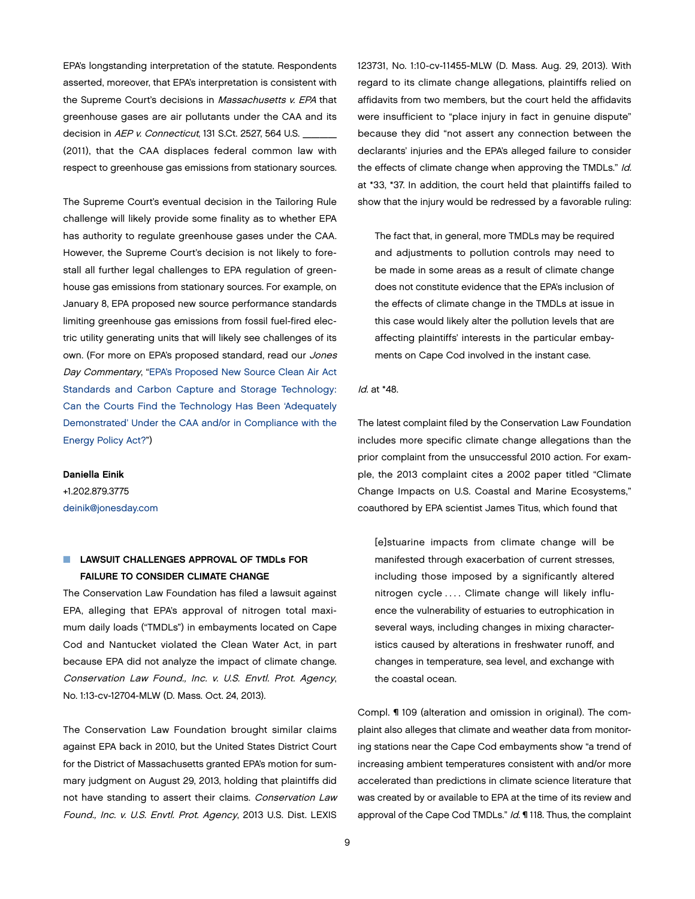EPA's longstanding interpretation of the statute. Respondents asserted, moreover, that EPA's interpretation is consistent with the Supreme Court's decisions in *Massachusetts v. EPA* that greenhouse gases are air pollutants under the CAA and its decision in *AEP v. Connecticut*, 131 S.Ct. 2527, 564 U.S. _______ (2011), that the CAA displaces federal common law with respect to greenhouse gas emissions from stationary sources.

The Supreme Court's eventual decision in the Tailoring Rule challenge will likely provide some finality as to whether EPA has authority to regulate greenhouse gases under the CAA. However, the Supreme Court's decision is not likely to forestall all further legal challenges to EPA regulation of greenhouse gas emissions from stationary sources. For example, on January 8, EPA proposed new source performance standards limiting greenhouse gas emissions from fossil fuel-fired electric utility generating units that will likely see challenges of its own. (For more on EPA's proposed standard, read our *Jones Day Commentary*, "EPA's Proposed New Source Clean Air Act Standards and Carbon Capture and Storage Technology: Can the Courts Find the Technology Has Been 'Adequately Demonstrated' Under the CAA and/or in Compliance with the Energy Policy Act?")

**Daniella Einik**
+1.202.879.3775
deinik@jonesday.com

## LAWSUIT CHALLENGES APPROVAL OF TMDLs FOR FAILURE TO CONSIDER CLIMATE CHANGE

The Conservation Law Foundation has filed a lawsuit against EPA, alleging that EPA's approval of nitrogen total maximum daily loads ("TMDLs") in embayments located on Cape Cod and Nantucket violated the Clean Water Act, in part because EPA did not analyze the impact of climate change. *Conservation Law Found., Inc. v. U.S. Envtl. Prot. Agency*, No. 1:13-cv-12704-MLW (D. Mass. Oct. 24, 2013).

The Conservation Law Foundation brought similar claims against EPA back in 2010, but the United States District Court for the District of Massachusetts granted EPA's motion for summary judgment on August 29, 2013, holding that plaintiffs did not have standing to assert their claims. *Conservation Law Found., Inc. v. U.S. Envtl. Prot. Agency*, 2013 U.S. Dist. LEXIS 123731, No. 1:10-cv-11455-MLW (D. Mass. Aug. 29, 2013). With regard to its climate change allegations, plaintiffs relied on affidavits from two members, but the court held the affidavits were insufficient to "place injury in fact in genuine dispute" because they did "not assert any connection between the declarants' injuries and the EPA's alleged failure to consider the effects of climate change when approving the TMDLs." *Id.* at *33, *37. In addition, the court held that plaintiffs failed to show that the injury would be redressed by a favorable ruling:

> The fact that, in general, more TMDLs may be required and adjustments to pollution controls may need to be made in some areas as a result of climate change does not constitute evidence that the EPA's inclusion of the effects of climate change in the TMDLs at issue in this case would likely alter the pollution levels that are affecting plaintiffs' interests in the particular embayments on Cape Cod involved in the instant case.

*Id.* at *48.

The latest complaint filed by the Conservation Law Foundation includes more specific climate change allegations than the prior complaint from the unsuccessful 2010 action. For example, the 2013 complaint cites a 2002 paper titled "Climate Change Impacts on U.S. Coastal and Marine Ecosystems," coauthored by EPA scientist James Titus, which found that

> [e]stuarine impacts from climate change will be manifested through exacerbation of current stresses, including those imposed by a significantly altered nitrogen cycle . . . . Climate change will likely influence the vulnerability of estuaries to eutrophication in several ways, including changes in mixing characteristics caused by alterations in freshwater runoff, and changes in temperature, sea level, and exchange with the coastal ocean.

Compl. ¶ 109 (alteration and omission in original). The complaint also alleges that climate and weather data from monitoring stations near the Cape Cod embayments show "a trend of increasing ambient temperatures consistent with and/or more accelerated than predictions in climate science literature that was created by or available to EPA at the time of its review and approval of the Cape Cod TMDLs." *Id.* ¶ 118. Thus, the complaint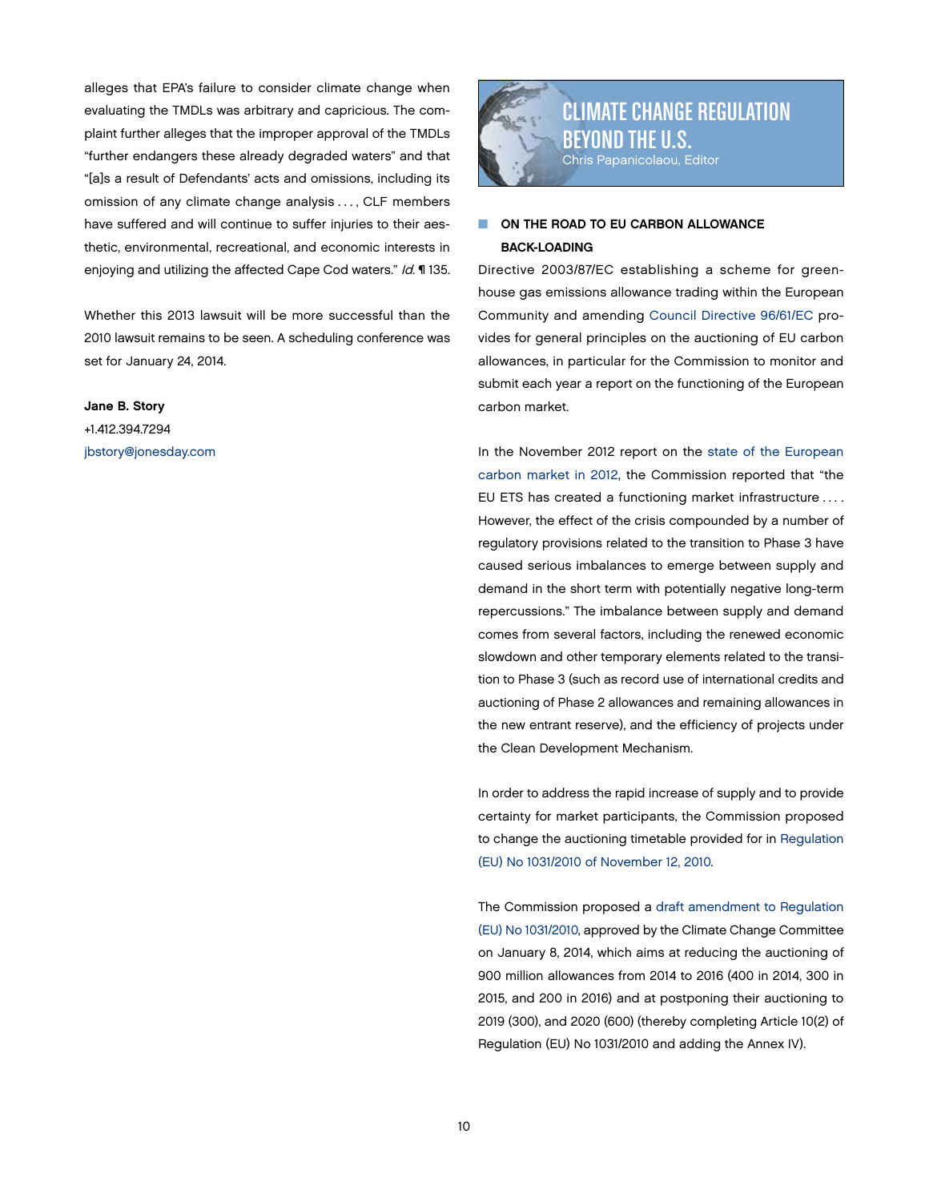alleges that EPA's failure to consider climate change when evaluating the TMDLs was arbitrary and capricious. The complaint further alleges that the improper approval of the TMDLs "further endangers these already degraded waters" and that "[a]s a result of Defendants' acts and omissions, including its omission of any climate change analysis . . . , CLF members have suffered and will continue to suffer injuries to their aesthetic, environmental, recreational, and economic interests in enjoying and utilizing the affected Cape Cod waters." *Id.* ¶ 135.

Whether this 2013 lawsuit will be more successful than the 2010 lawsuit remains to be seen. A scheduling conference was set for January 24, 2014.

**Jane B. Story**
+1.412.394.7294
jbstory@jonesday.com

# CLIMATE CHANGE REGULATION BEYOND THE U.S.

Chris Papanicolaou, Editor

## ON THE ROAD TO EU CARBON ALLOWANCE BACK-LOADING

Directive 2003/87/EC establishing a scheme for greenhouse gas emissions allowance trading within the European Community and amending Council Directive 96/61/EC provides for general principles on the auctioning of EU carbon allowances, in particular for the Commission to monitor and submit each year a report on the functioning of the European carbon market.

In the November 2012 report on the state of the European carbon market in 2012, the Commission reported that "the EU ETS has created a functioning market infrastructure . . . . However, the effect of the crisis compounded by a number of regulatory provisions related to the transition to Phase 3 have caused serious imbalances to emerge between supply and demand in the short term with potentially negative long-term repercussions." The imbalance between supply and demand comes from several factors, including the renewed economic slowdown and other temporary elements related to the transition to Phase 3 (such as record use of international credits and auctioning of Phase 2 allowances and remaining allowances in the new entrant reserve), and the efficiency of projects under the Clean Development Mechanism.

In order to address the rapid increase of supply and to provide certainty for market participants, the Commission proposed to change the auctioning timetable provided for in Regulation (EU) No 1031/2010 of November 12, 2010.

The Commission proposed a draft amendment to Regulation (EU) No 1031/2010, approved by the Climate Change Committee on January 8, 2014, which aims at reducing the auctioning of 900 million allowances from 2014 to 2016 (400 in 2014, 300 in 2015, and 200 in 2016) and at postponing their auctioning to 2019 (300), and 2020 (600) (thereby completing Article 10(2) of Regulation (EU) No 1031/2010 and adding the Annex IV).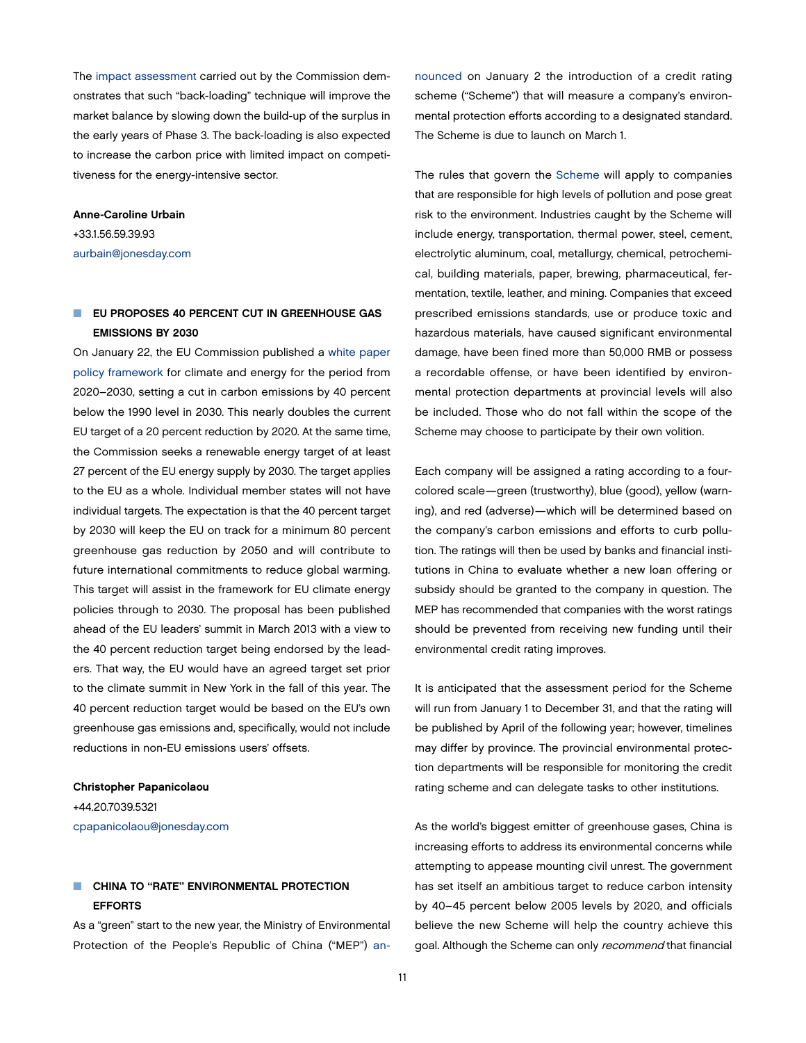The impact assessment carried out by the Commission demonstrates that such "back-loading" technique will improve the market balance by slowing down the build-up of the surplus in the early years of Phase 3. The back-loading is also expected to increase the carbon price with limited impact on competitiveness for the energy-intensive sector.

**Anne-Caroline Urbain**
+33.1.56.59.39.93
aurbain@jonesday.com

## EU PROPOSES 40 PERCENT CUT IN GREENHOUSE GAS EMISSIONS BY 2030

On January 22, the EU Commission published a white paper policy framework for climate and energy for the period from 2020–2030, setting a cut in carbon emissions by 40 percent below the 1990 level in 2030. This nearly doubles the current EU target of a 20 percent reduction by 2020. At the same time, the Commission seeks a renewable energy target of at least 27 percent of the EU energy supply by 2030. The target applies to the EU as a whole. Individual member states will not have individual targets. The expectation is that the 40 percent target by 2030 will keep the EU on track for a minimum 80 percent greenhouse gas reduction by 2050 and will contribute to future international commitments to reduce global warming. This target will assist in the framework for EU climate energy policies through to 2030. The proposal has been published ahead of the EU leaders' summit in March 2013 with a view to the 40 percent reduction target being endorsed by the leaders. That way, the EU would have an agreed target set prior to the climate summit in New York in the fall of this year. The 40 percent reduction target would be based on the EU's own greenhouse gas emissions and, specifically, would not include reductions in non-EU emissions users' offsets.

**Christopher Papanicolaou**
+44.20.7039.5321
cpapanicolaou@jonesday.com

## CHINA TO "RATE" ENVIRONMENTAL PROTECTION EFFORTS

As a "green" start to the new year, the Ministry of Environmental Protection of the People's Republic of China ("MEP") announced on January 2 the introduction of a credit rating scheme ("Scheme") that will measure a company's environmental protection efforts according to a designated standard. The Scheme is due to launch on March 1.

The rules that govern the Scheme will apply to companies that are responsible for high levels of pollution and pose great risk to the environment. Industries caught by the Scheme will include energy, transportation, thermal power, steel, cement, electrolytic aluminum, coal, metallurgy, chemical, petrochemical, building materials, paper, brewing, pharmaceutical, fermentation, textile, leather, and mining. Companies that exceed prescribed emissions standards, use or produce toxic and hazardous materials, have caused significant environmental damage, have been fined more than 50,000 RMB or possess a recordable offense, or have been identified by environmental protection departments at provincial levels will also be included. Those who do not fall within the scope of the Scheme may choose to participate by their own volition.

Each company will be assigned a rating according to a four-colored scale—green (trustworthy), blue (good), yellow (warning), and red (adverse)—which will be determined based on the company's carbon emissions and efforts to curb pollution. The ratings will then be used by banks and financial institutions in China to evaluate whether a new loan offering or subsidy should be granted to the company in question. The MEP has recommended that companies with the worst ratings should be prevented from receiving new funding until their environmental credit rating improves.

It is anticipated that the assessment period for the Scheme will run from January 1 to December 31, and that the rating will be published by April of the following year; however, timelines may differ by province. The provincial environmental protection departments will be responsible for monitoring the credit rating scheme and can delegate tasks to other institutions.

As the world's biggest emitter of greenhouse gases, China is increasing efforts to address its environmental concerns while attempting to appease mounting civil unrest. The government has set itself an ambitious target to reduce carbon intensity by 40–45 percent below 2005 levels by 2020, and officials believe the new Scheme will help the country achieve this goal. Although the Scheme can only *recommend* that financial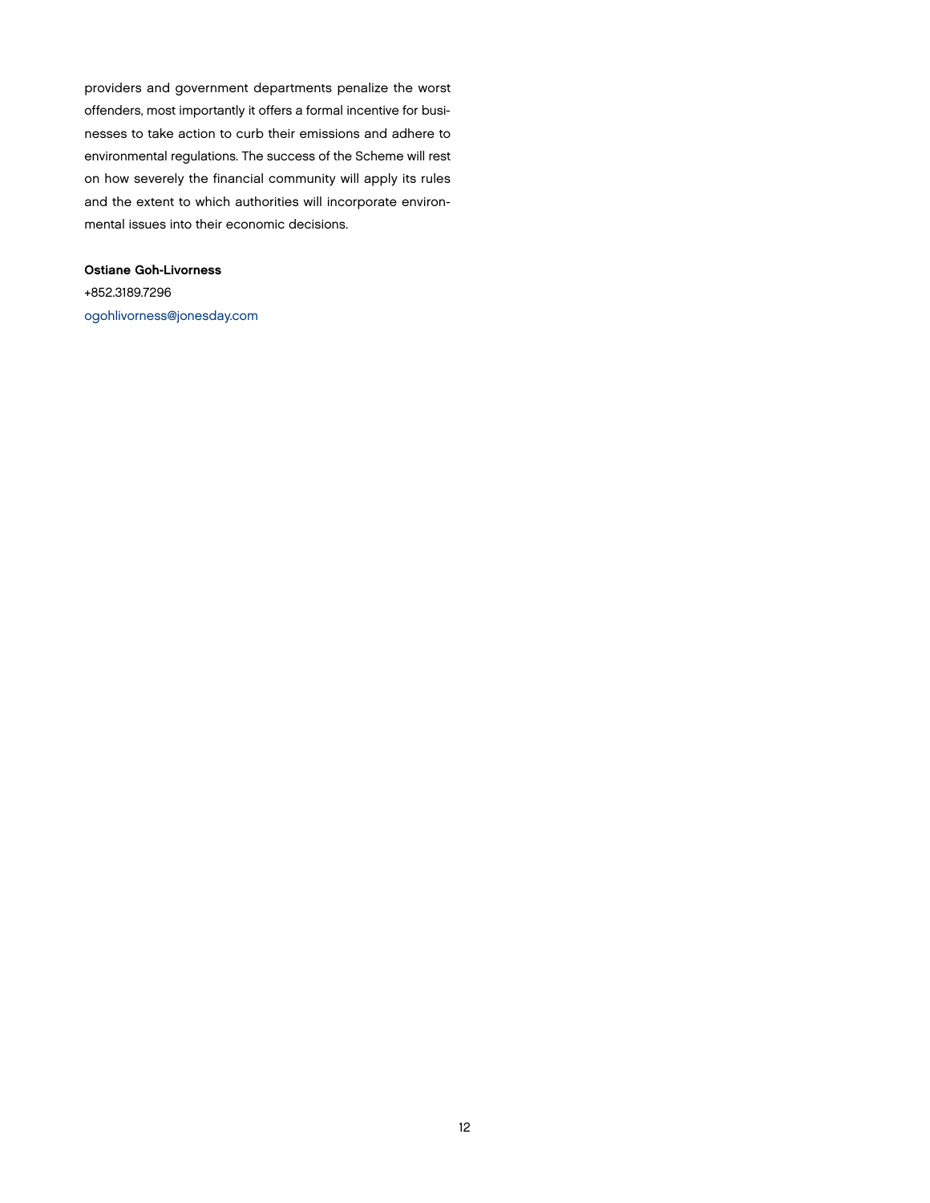providers and government departments penalize the worst offenders, most importantly it offers a formal incentive for businesses to take action to curb their emissions and adhere to environmental regulations. The success of the Scheme will rest on how severely the financial community will apply its rules and the extent to which authorities will incorporate environmental issues into their economic decisions.

**Ostiane Goh-Livorness**
+852.3189.7296
ogohlivorness@jonesday.com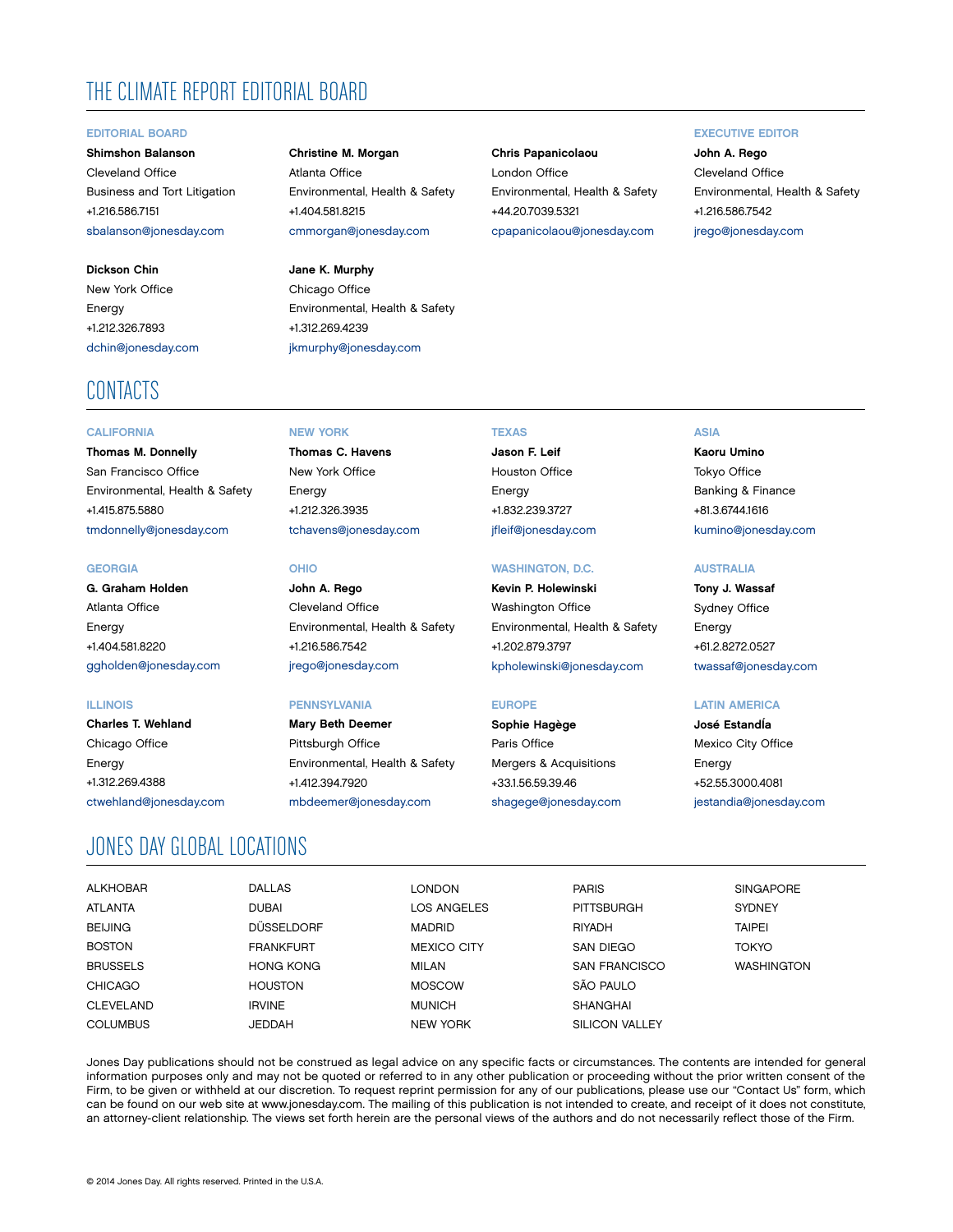# THE CLIMATE REPORT EDITORIAL BOARD

### EDITORIAL BOARD

**Shimshon Balanson**
Cleveland Office
Business and Tort Litigation
+1.216.586.7151
sbalanson@jonesday.com

**Dickson Chin**
New York Office
Energy
+1.212.326.7893
dchin@jonesday.com

**Christine M. Morgan**
Atlanta Office
Environmental, Health & Safety
+1.404.581.8215
cmmorgan@jonesday.com

**Jane K. Murphy**
Chicago Office
Environmental, Health & Safety
+1.312.269.4239
jkmurphy@jonesday.com

**Chris Papanicolaou**
London Office
Environmental, Health & Safety
+44.20.7039.5321
cpapanicolaou@jonesday.com

### EXECUTIVE EDITOR

**John A. Rego**
Cleveland Office
Environmental, Health & Safety
+1.216.586.7542
jrego@jonesday.com

# CONTACTS

### CALIFORNIA

**Thomas M. Donnelly**
San Francisco Office
Environmental, Health & Safety
+1.415.875.5880
tmdonnelly@jonesday.com

### GEORGIA

**G. Graham Holden**
Atlanta Office
Energy
+1.404.581.8220
ggholden@jonesday.com

### ILLINOIS

**Charles T. Wehland**
Chicago Office
Energy
+1.312.269.4388
ctwehland@jonesday.com

### NEW YORK

**Thomas C. Havens**
New York Office
Energy
+1.212.326.3935
tchavens@jonesday.com

### OHIO

**John A. Rego**
Cleveland Office
Environmental, Health & Safety
+1.216.586.7542
jrego@jonesday.com

### PENNSYLVANIA

**Mary Beth Deemer**
Pittsburgh Office
Environmental, Health & Safety
+1.412.394.7920
mbdeemer@jonesday.com

### TEXAS

**Jason F. Leif**
Houston Office
Energy
+1.832.239.3727
jfleif@jonesday.com

### WASHINGTON, D.C.

**Kevin P. Holewinski**
Washington Office
Environmental, Health & Safety
+1.202.879.3797
kpholewinski@jonesday.com

### EUROPE

**Sophie Hagège**
Paris Office
Mergers & Acquisitions
+33.1.56.59.39.46
shagege@jonesday.com

### ASIA

**Kaoru Umino**
Tokyo Office
Banking & Finance
+81.3.6744.1616
kumino@jonesday.com

### AUSTRALIA

**Tony J. Wassaf**
Sydney Office
Energy
+61.2.8272.0527
twassaf@jonesday.com

### LATIN AMERICA

**José Estandía**
Mexico City Office
Energy
+52.55.3000.4081
jestandia@jonesday.com

# JONES DAY GLOBAL LOCATIONS

ALKHOBAR
ATLANTA
BEIJING
BOSTON
BRUSSELS
CHICAGO
CLEVELAND
COLUMBUS
DALLAS
DUBAI
DÜSSELDORF
FRANKFURT
HONG KONG
HOUSTON
IRVINE
JEDDAH
LONDON
LOS ANGELES
MADRID
MEXICO CITY
MILAN
MOSCOW
MUNICH
NEW YORK
PARIS
PITTSBURGH
RIYADH
SAN DIEGO
SAN FRANCISCO
SÃO PAULO
SHANGHAI
SILICON VALLEY
SINGAPORE
SYDNEY
TAIPEI
TOKYO
WASHINGTON

Jones Day publications should not be construed as legal advice on any specific facts or circumstances. The contents are intended for general information purposes only and may not be quoted or referred to in any other publication or proceeding without the prior written consent of the Firm, to be given or withheld at our discretion. To request reprint permission for any of our publications, please use our "Contact Us" form, which can be found on our web site at www.jonesday.com. The mailing of this publication is not intended to create, and receipt of it does not constitute, an attorney-client relationship. The views set forth herein are the personal views of the authors and do not necessarily reflect those of the Firm.

© 2014 Jones Day. All rights reserved. Printed in the U.S.A.